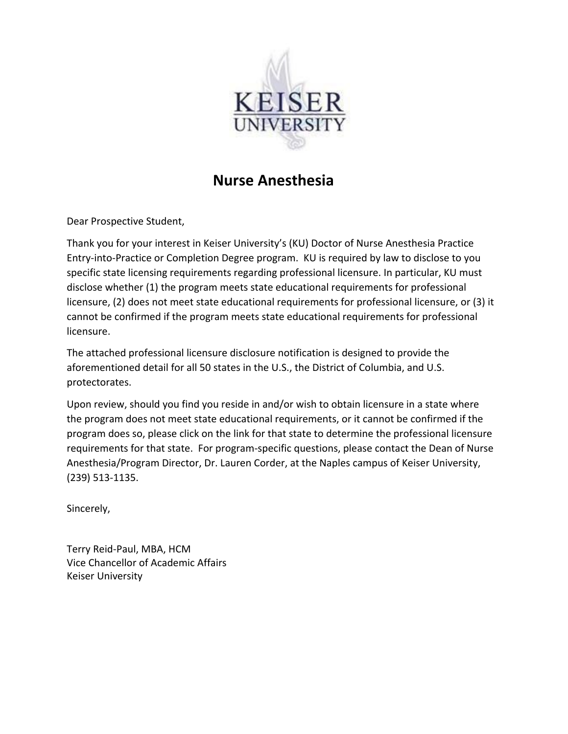# Nurse Anesthesia

Dear Prospective Student,

Thank you for your interest in Keiser University's (KU) Doctor of Nurse Anesthesia Practice Entry-into-Practice or Completion Degree program. KU is required by law to disclose to you specific state licensing requirements regarding professional licensure. In particular, KU must disclose whether (1) the program meets state educational requirements for professional licensure, (2) does not meet state educational requirements for professional licensure, or (3) it cannot be confirmed if the program meets state educational requirements for professional licensure.

The attached professional licensure disclosure notification is designed to provide the aforementioned detail for all 50 states in the U.S., the District of Columbia, and U.S. protectorates.

Upon review, should you find you reside in and/or wish to obtain licensure in a state where the program does not meet state educational requirements, or it cannot be confirmed if the program does so, please click on the link for that state to determine the professional licensure requirements for that state. For program-specific questions, please contact the Dean of Nurse Anesthesia/Program Director, Dr. Lauren Corder, at the Naples campus of Keiser University, (239) 513-1135.

Sincerely,

Terry Reid-Paul, MBA, HCM
Vice Chancellor of Academic Affairs
Keiser University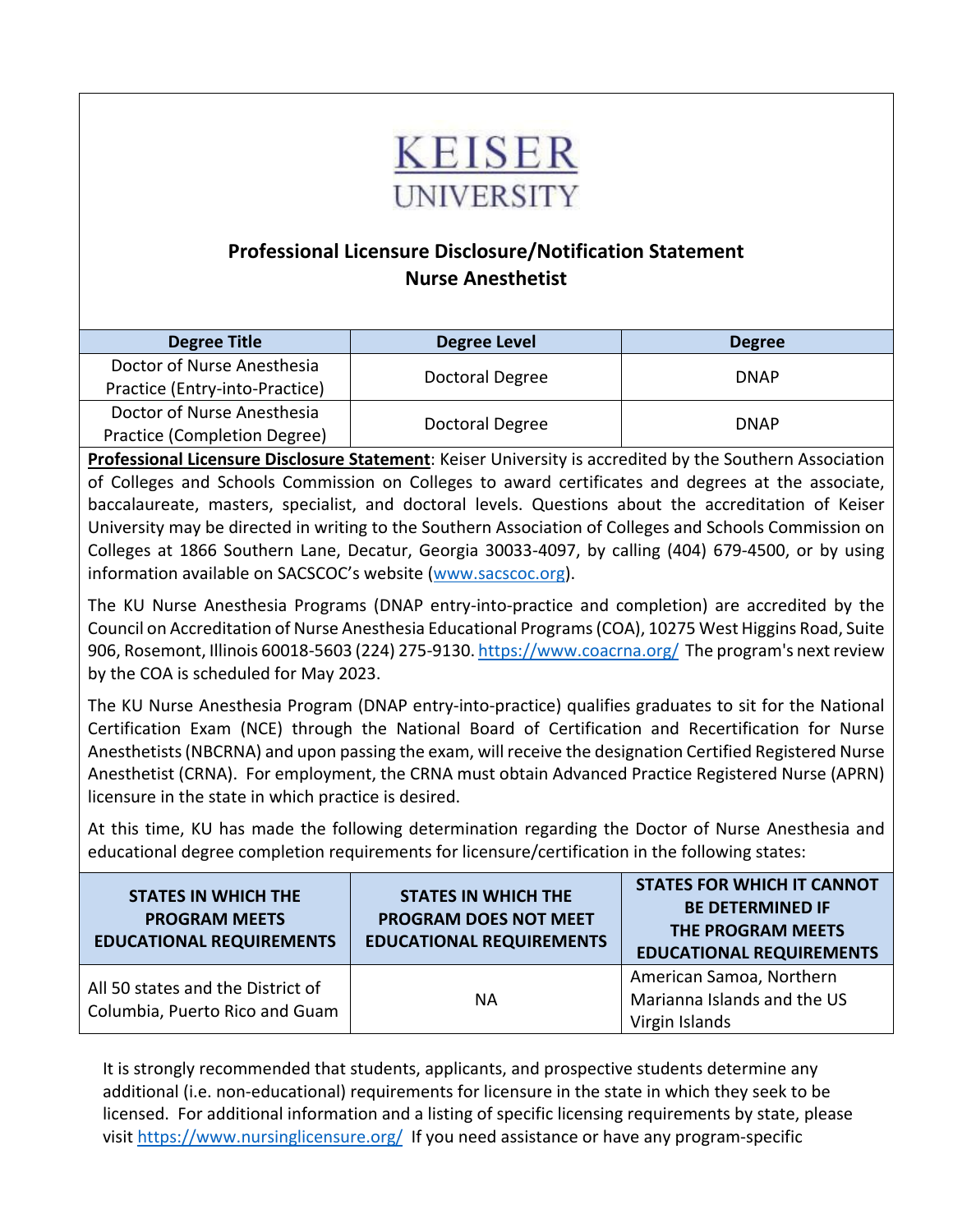# KEISER UNIVERSITY

## Professional Licensure Disclosure/Notification Statement
## Nurse Anesthetist

| Degree Title | Degree Level | Degree |
|---|---|---|
| Doctor of Nurse Anesthesia Practice (Entry-into-Practice) | Doctoral Degree | DNAP |
| Doctor of Nurse Anesthesia Practice (Completion Degree) | Doctoral Degree | DNAP |

**Professional Licensure Disclosure Statement**: Keiser University is accredited by the Southern Association of Colleges and Schools Commission on Colleges to award certificates and degrees at the associate, baccalaureate, masters, specialist, and doctoral levels. Questions about the accreditation of Keiser University may be directed in writing to the Southern Association of Colleges and Schools Commission on Colleges at 1866 Southern Lane, Decatur, Georgia 30033-4097, by calling (404) 679-4500, or by using information available on SACSCOC's website (www.sacscoc.org).

The KU Nurse Anesthesia Programs (DNAP entry-into-practice and completion) are accredited by the Council on Accreditation of Nurse Anesthesia Educational Programs (COA), 10275 West Higgins Road, Suite 906, Rosemont, Illinois 60018-5603 (224) 275-9130. https://www.coacrna.org/ The program's next review by the COA is scheduled for May 2023.

The KU Nurse Anesthesia Program (DNAP entry-into-practice) qualifies graduates to sit for the National Certification Exam (NCE) through the National Board of Certification and Recertification for Nurse Anesthetists (NBCRNA) and upon passing the exam, will receive the designation Certified Registered Nurse Anesthetist (CRNA). For employment, the CRNA must obtain Advanced Practice Registered Nurse (APRN) licensure in the state in which practice is desired.

At this time, KU has made the following determination regarding the Doctor of Nurse Anesthesia and educational degree completion requirements for licensure/certification in the following states:

| STATES IN WHICH THE PROGRAM MEETS EDUCATIONAL REQUIREMENTS | STATES IN WHICH THE PROGRAM DOES NOT MEET EDUCATIONAL REQUIREMENTS | STATES FOR WHICH IT CANNOT BE DETERMINED IF THE PROGRAM MEETS EDUCATIONAL REQUIREMENTS |
|---|---|---|
| All 50 states and the District of Columbia, Puerto Rico and Guam | NA | American Samoa, Northern Marianna Islands and the US Virgin Islands |

It is strongly recommended that students, applicants, and prospective students determine any additional (i.e. non-educational) requirements for licensure in the state in which they seek to be licensed. For additional information and a listing of specific licensing requirements by state, please visit https://www.nursinglicensure.org/ If you need assistance or have any program-specific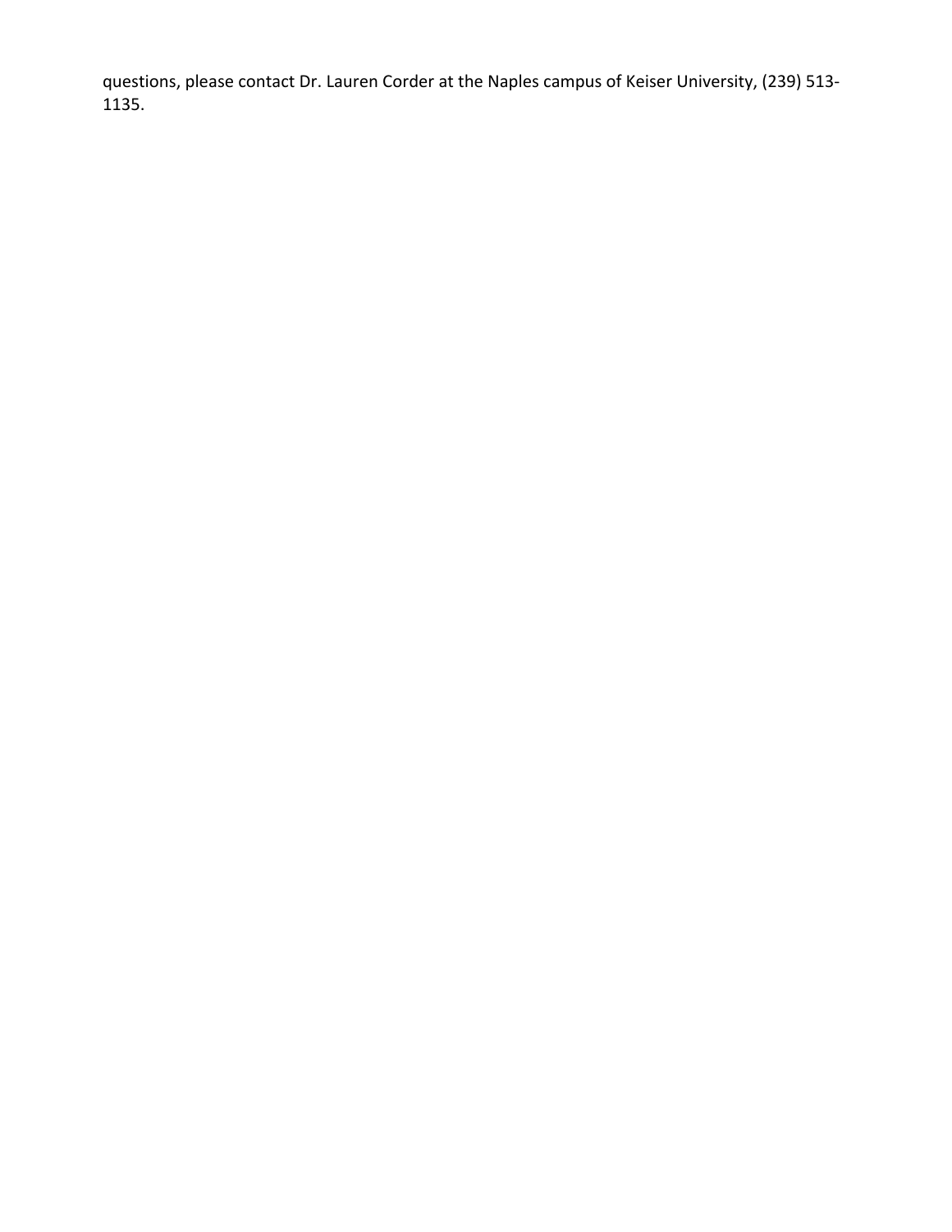questions, please contact Dr. Lauren Corder at the Naples campus of Keiser University, (239) 513-1135.